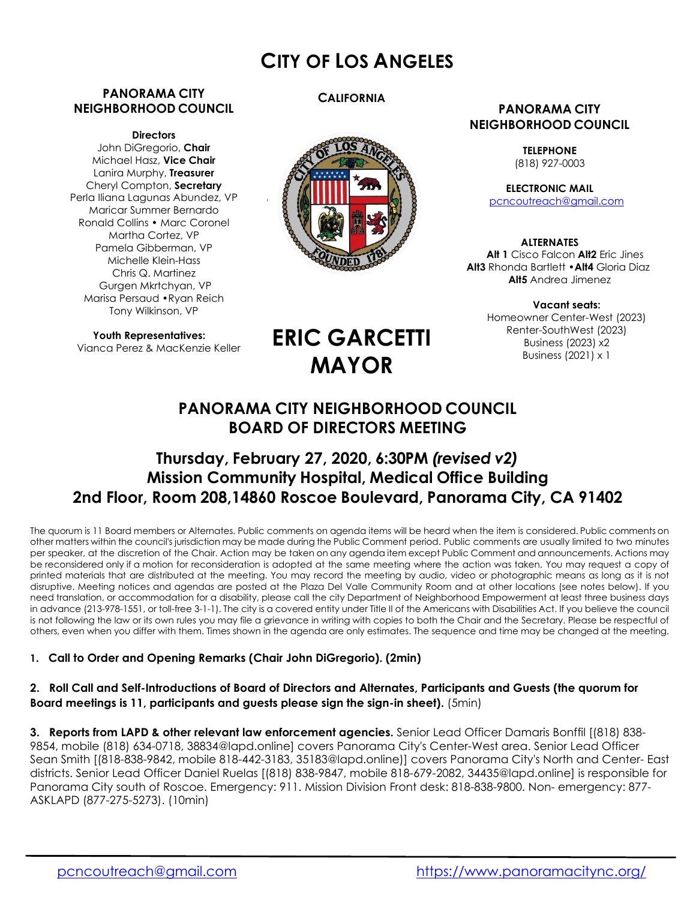# CITY OF LOS ANGELES

**CALIFORNIA**

**PANORAMA CITY NEIGHBORHOOD COUNCIL**

**Directors**

John DiGregorio, **Chair**
Michael Hasz, **Vice Chair**
Lanira Murphy, **Treasurer**
Cheryl Compton, **Secretary**
Perla Iliana Lagunas Abundez, VP
Maricar Summer Bernardo
Ronald Collins • Marc Coronel
Martha Cortez, VP
Pamela Gibberman, VP
Michelle Klein-Hass
Chris Q. Martinez
Gurgen Mkrtchyan, VP
Marisa Persaud •Ryan Reich
Tony Wilkinson, VP

**Youth Representatives:**
Vianca Perez & MacKenzie Keller

**ERIC GARCETTI MAYOR**

**PANORAMA CITY NEIGHBORHOOD COUNCIL**

**TELEPHONE**
(818) 927-0003

**ELECTRONIC MAIL**
pcncoutreach@gmail.com

**ALTERNATES**
**Alt 1** Cisco Falcon **Alt2** Eric Jines
**Alt3** Rhonda Bartlett •**Alt4** Gloria Diaz
**Alt5** Andrea Jimenez

**Vacant seats:**
Homeowner Center-West (2023)
Renter-SouthWest (2023)
Business (2023) x2
Business (2021) x 1

## PANORAMA CITY NEIGHBORHOOD COUNCIL BOARD OF DIRECTORS MEETING

### Thursday, February 27, 2020, 6:30PM *(revised v2)*
### Mission Community Hospital, Medical Office Building
### 2nd Floor, Room 208,14860 Roscoe Boulevard, Panorama City, CA 91402

The quorum is 11 Board members or Alternates. Public comments on agenda items will be heard when the item is considered. Public comments on other matters within the council's jurisdiction may be made during the Public Comment period. Public comments are usually limited to two minutes per speaker, at the discretion of the Chair. Action may be taken on any agenda item except Public Comment and announcements. Actions may be reconsidered only if a motion for reconsideration is adopted at the same meeting where the action was taken. You may request a copy of printed materials that are distributed at the meeting. You may record the meeting by audio, video or photographic means as long as it is not disruptive. Meeting notices and agendas are posted at the Plaza Del Valle Community Room and at other locations (see notes below). If you need translation, or accommodation for a disability, please call the city Department of Neighborhood Empowerment at least three business days in advance (213-978-1551, or toll-free 3-1-1). The city is a covered entity under Title II of the Americans with Disabilities Act. If you believe the council is not following the law or its own rules you may file a grievance in writing with copies to both the Chair and the Secretary. Please be respectful of others, even when you differ with them. Times shown in the agenda are only estimates. The sequence and time may be changed at the meeting.

1. **Call to Order and Opening Remarks (Chair John DiGregorio). (2min)**

2. **Roll Call and Self-Introductions of Board of Directors and Alternates, Participants and Guests (the quorum for Board meetings is 11, participants and guests please sign the sign-in sheet).** (5min)

3. **Reports from LAPD & other relevant law enforcement agencies.** Senior Lead Officer Damaris Bonffil [(818) 838-9854, mobile (818) 634-0718, 38834@lapd.online] covers Panorama City's Center-West area. Senior Lead Officer Sean Smith [(818-838-9842, mobile 818-442-3183, 35183@lapd.online)] covers Panorama City's North and Center- East districts. Senior Lead Officer Daniel Ruelas [(818) 838-9847, mobile 818-679-2082, 34435@lapd.online] is responsible for Panorama City south of Roscoe. Emergency: 911. Mission Division Front desk: 818-838-9800. Non- emergency: 877-ASKLAPD (877-275-5273). (10min)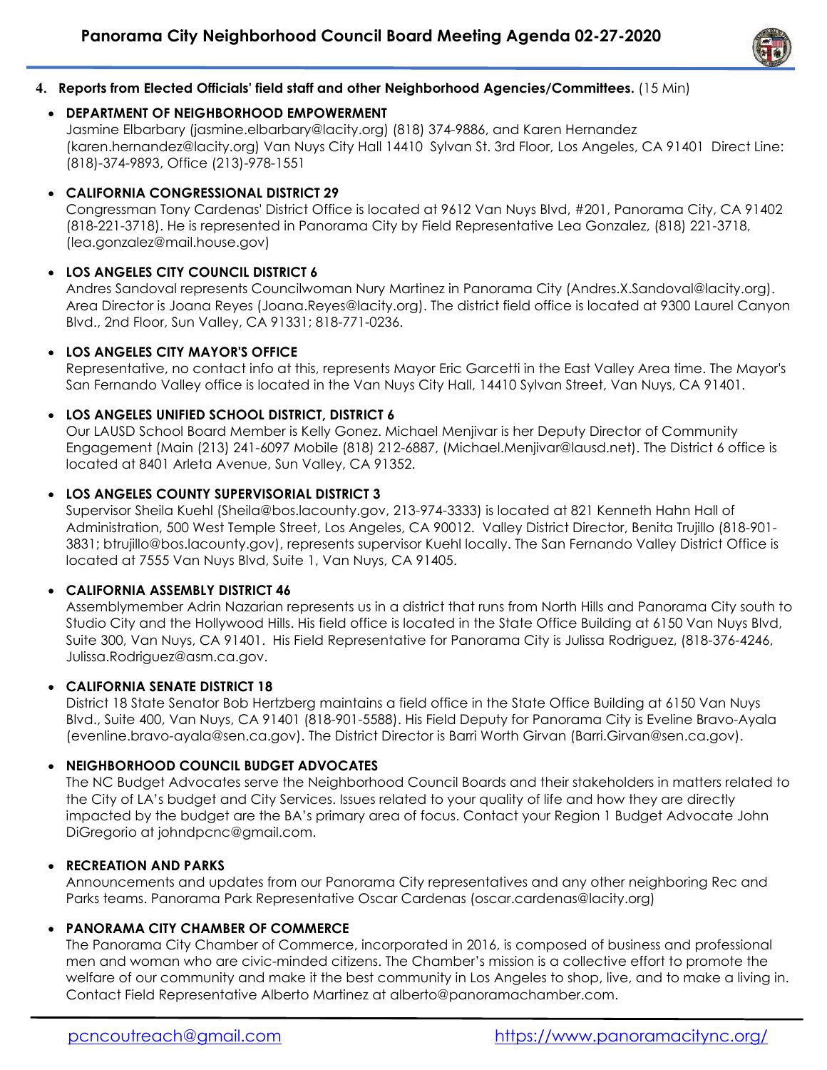4. **Reports from Elected Officials' field staff and other Neighborhood Agencies/Committees.** (15 Min)

- **DEPARTMENT OF NEIGHBORHOOD EMPOWERMENT**
  Jasmine Elbarbary (jasmine.elbarbary@lacity.org) (818) 374-9886, and Karen Hernandez (karen.hernandez@lacity.org) Van Nuys City Hall 14410 Sylvan St. 3rd Floor, Los Angeles, CA 91401 Direct Line: (818)-374-9893, Office (213)-978-1551

- **CALIFORNIA CONGRESSIONAL DISTRICT 29**
  Congressman Tony Cardenas' District Office is located at 9612 Van Nuys Blvd, #201, Panorama City, CA 91402 (818-221-3718). He is represented in Panorama City by Field Representative Lea Gonzalez, (818) 221-3718, (lea.gonzalez@mail.house.gov)

- **LOS ANGELES CITY COUNCIL DISTRICT 6**
  Andres Sandoval represents Councilwoman Nury Martinez in Panorama City (Andres.X.Sandoval@lacity.org). Area Director is Joana Reyes (Joana.Reyes@lacity.org). The district field office is located at 9300 Laurel Canyon Blvd., 2nd Floor, Sun Valley, CA 91331; 818-771-0236.

- **LOS ANGELES CITY MAYOR'S OFFICE**
  Representative, no contact info at this, represents Mayor Eric Garcetti in the East Valley Area time. The Mayor's San Fernando Valley office is located in the Van Nuys City Hall, 14410 Sylvan Street, Van Nuys, CA 91401.

- **LOS ANGELES UNIFIED SCHOOL DISTRICT, DISTRICT 6**
  Our LAUSD School Board Member is Kelly Gonez. Michael Menjivar is her Deputy Director of Community Engagement (Main (213) 241-6097 Mobile (818) 212-6887, (Michael.Menjivar@lausd.net). The District 6 office is located at 8401 Arleta Avenue, Sun Valley, CA 91352.

- **LOS ANGELES COUNTY SUPERVISORIAL DISTRICT 3**
  Supervisor Sheila Kuehl (Sheila@bos.lacounty.gov, 213-974-3333) is located at 821 Kenneth Hahn Hall of Administration, 500 West Temple Street, Los Angeles, CA 90012. Valley District Director, Benita Trujillo (818-901-3831; btrujillo@bos.lacounty.gov), represents supervisor Kuehl locally. The San Fernando Valley District Office is located at 7555 Van Nuys Blvd, Suite 1, Van Nuys, CA 91405.

- **CALIFORNIA ASSEMBLY DISTRICT 46**
  Assemblymember Adrin Nazarian represents us in a district that runs from North Hills and Panorama City south to Studio City and the Hollywood Hills. His field office is located in the State Office Building at 6150 Van Nuys Blvd, Suite 300, Van Nuys, CA 91401. His Field Representative for Panorama City is Julissa Rodriguez, (818-376-4246, Julissa.Rodriguez@asm.ca.gov.

- **CALIFORNIA SENATE DISTRICT 18**
  District 18 State Senator Bob Hertzberg maintains a field office in the State Office Building at 6150 Van Nuys Blvd., Suite 400, Van Nuys, CA 91401 (818-901-5588). His Field Deputy for Panorama City is Eveline Bravo-Ayala (evenline.bravo-ayala@sen.ca.gov). The District Director is Barri Worth Girvan (Barri.Girvan@sen.ca.gov).

- **NEIGHBORHOOD COUNCIL BUDGET ADVOCATES**
  The NC Budget Advocates serve the Neighborhood Council Boards and their stakeholders in matters related to the City of LA's budget and City Services. Issues related to your quality of life and how they are directly impacted by the budget are the BA's primary area of focus. Contact your Region 1 Budget Advocate John DiGregorio at johndpcnc@gmail.com.

- **RECREATION AND PARKS**
  Announcements and updates from our Panorama City representatives and any other neighboring Rec and Parks teams. Panorama Park Representative Oscar Cardenas (oscar.cardenas@lacity.org)

- **PANORAMA CITY CHAMBER OF COMMERCE**
  The Panorama City Chamber of Commerce, incorporated in 2016, is composed of business and professional men and woman who are civic-minded citizens. The Chamber's mission is a collective effort to promote the welfare of our community and make it the best community in Los Angeles to shop, live, and to make a living in. Contact Field Representative Alberto Martinez at alberto@panoramachamber.com.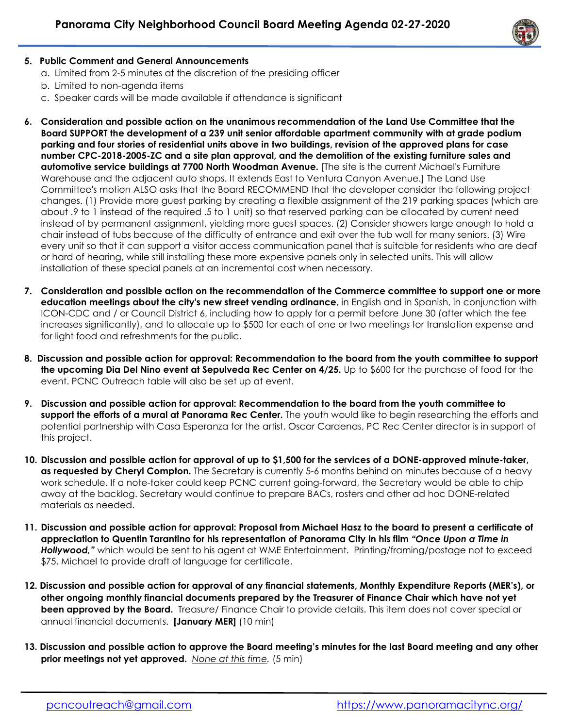5. **Public Comment and General Announcements**
    a. Limited from 2-5 minutes at the discretion of the presiding officer
    b. Limited to non-agenda items
    c. Speaker cards will be made available if attendance is significant

6. **Consideration and possible action on the unanimous recommendation of the Land Use Committee that the Board SUPPORT the development of a 239 unit senior affordable apartment community with at grade podium parking and four stories of residential units above in two buildings, revision of the approved plans for case number CPC-2018-2005-ZC and a site plan approval, and the demolition of the existing furniture sales and automotive service buildings at 7700 North Woodman Avenue.** [The site is the current Michael's Furniture Warehouse and the adjacent auto shops. It extends East to Ventura Canyon Avenue.] The Land Use Committee's motion ALSO asks that the Board RECOMMEND that the developer consider the following project changes. (1) Provide more guest parking by creating a flexible assignment of the 219 parking spaces (which are about .9 to 1 instead of the required .5 to 1 unit) so that reserved parking can be allocated by current need instead of by permanent assignment, yielding more guest spaces. (2) Consider showers large enough to hold a chair instead of tubs because of the difficulty of entrance and exit over the tub wall for many seniors. (3) Wire every unit so that it can support a visitor access communication panel that is suitable for residents who are deaf or hard of hearing, while still installing these more expensive panels only in selected units. This will allow installation of these special panels at an incremental cost when necessary.

7. **Consideration and possible action on the recommendation of the Commerce committee to support one or more education meetings about the city's new street vending ordinance**, in English and in Spanish, in conjunction with ICON-CDC and / or Council District 6, including how to apply for a permit before June 30 (after which the fee increases significantly), and to allocate up to $500 for each of one or two meetings for translation expense and for light food and refreshments for the public.

8. **Discussion and possible action for approval: Recommendation to the board from the youth committee to support the upcoming Dia Del Nino event at Sepulveda Rec Center on 4/25.** Up to $600 for the purchase of food for the event. PCNC Outreach table will also be set up at event.

9. **Discussion and possible action for approval: Recommendation to the board from the youth committee to support the efforts of a mural at Panorama Rec Center.** The youth would like to begin researching the efforts and potential partnership with Casa Esperanza for the artist. Oscar Cardenas, PC Rec Center director is in support of this project.

10. **Discussion and possible action for approval of up to $1,500 for the services of a DONE-approved minute-taker, as requested by Cheryl Compton.** The Secretary is currently 5-6 months behind on minutes because of a heavy work schedule. If a note-taker could keep PCNC current going-forward, the Secretary would be able to chip away at the backlog. Secretary would continue to prepare BACs, rosters and other ad hoc DONE-related materials as needed.

11. **Discussion and possible action for approval: Proposal from Michael Hasz to the board to present a certificate of appreciation to Quentin Tarantino for his representation of Panorama City in his film *"Once Upon a Time in Hollywood,"*** which would be sent to his agent at WME Entertainment. Printing/framing/postage not to exceed $75. Michael to provide draft of language for certificate.

12. **Discussion and possible action for approval of any financial statements, Monthly Expenditure Reports (MER's), or other ongoing monthly financial documents prepared by the Treasurer of Finance Chair which have not yet been approved by the Board.** Treasure/ Finance Chair to provide details. This item does not cover special or annual financial documents. **[January MER]** (10 min)

13. **Discussion and possible action to approve the Board meeting's minutes for the last Board meeting and any other prior meetings not yet approved.** *None at this time.* (5 min)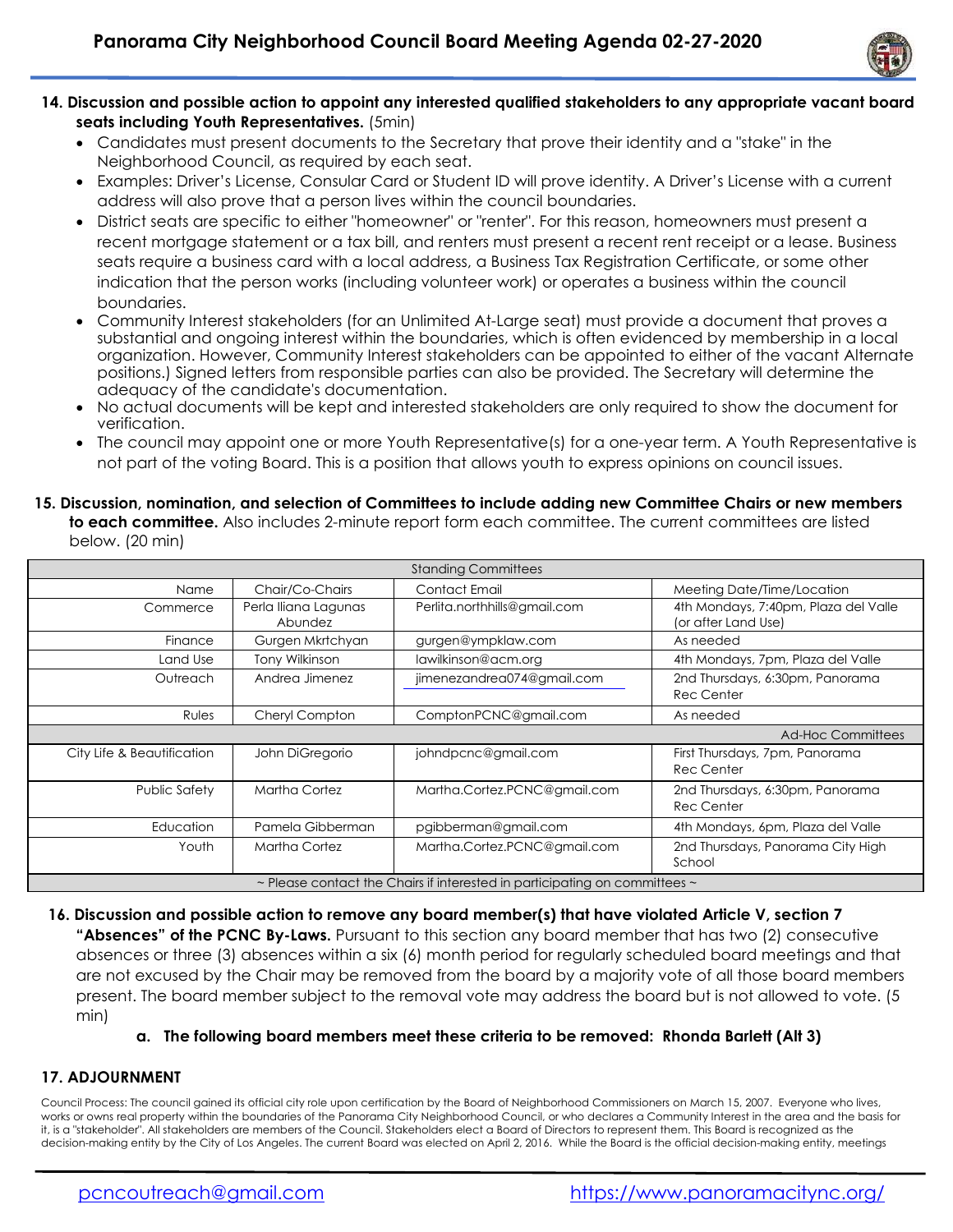**14. Discussion and possible action to appoint any interested qualified stakeholders to any appropriate vacant board seats including Youth Representatives.** (5min)

- Candidates must present documents to the Secretary that prove their identity and a "stake" in the Neighborhood Council, as required by each seat.
- Examples: Driver's License, Consular Card or Student ID will prove identity. A Driver's License with a current address will also prove that a person lives within the council boundaries.
- District seats are specific to either "homeowner" or "renter". For this reason, homeowners must present a recent mortgage statement or a tax bill, and renters must present a recent rent receipt or a lease. Business seats require a business card with a local address, a Business Tax Registration Certificate, or some other indication that the person works (including volunteer work) or operates a business within the council boundaries.
- Community Interest stakeholders (for an Unlimited At-Large seat) must provide a document that proves a substantial and ongoing interest within the boundaries, which is often evidenced by membership in a local organization. However, Community Interest stakeholders can be appointed to either of the vacant Alternate positions.) Signed letters from responsible parties can also be provided. The Secretary will determine the adequacy of the candidate's documentation.
- No actual documents will be kept and interested stakeholders are only required to show the document for verification.
- The council may appoint one or more Youth Representative(s) for a one-year term. A Youth Representative is not part of the voting Board. This is a position that allows youth to express opinions on council issues.

**15. Discussion, nomination, and selection of Committees to include adding new Committee Chairs or new members to each committee.** Also includes 2-minute report form each committee. The current committees are listed below. (20 min)

| Standing Committees | | | |
|---|---|---|---|
| Name | Chair/Co-Chairs | Contact Email | Meeting Date/Time/Location |
| Commerce | Perla Iliana Lagunas Abundez | Perlita.northhills@gmail.com | 4th Mondays, 7:40pm, Plaza del Valle (or after Land Use) |
| Finance | Gurgen Mkrtchyan | gurgen@ympklaw.com | As needed |
| Land Use | Tony Wilkinson | lawilkinson@acm.org | 4th Mondays, 7pm, Plaza del Valle |
| Outreach | Andrea Jimenez | jimenezandrea074@gmail.com | 2nd Thursdays, 6:30pm, Panorama Rec Center |
| Rules | Cheryl Compton | ComptonPCNC@gmail.com | As needed |
| Ad-Hoc Committees | | | |
| City Life & Beautification | John DiGregorio | johndpcnc@gmail.com | First Thursdays, 7pm, Panorama Rec Center |
| Public Safety | Martha Cortez | Martha.Cortez.PCNC@gmail.com | 2nd Thursdays, 6:30pm, Panorama Rec Center |
| Education | Pamela Gibberman | pgibberman@gmail.com | 4th Mondays, 6pm, Plaza del Valle |
| Youth | Martha Cortez | Martha.Cortez.PCNC@gmail.com | 2nd Thursdays, Panorama City High School |
| ~ Please contact the Chairs if interested in participating on committees ~ | | | |

**16. Discussion and possible action to remove any board member(s) that have violated Article V, section 7 "Absences" of the PCNC By-Laws.** Pursuant to this section any board member that has two (2) consecutive absences or three (3) absences within a six (6) month period for regularly scheduled board meetings and that are not excused by the Chair may be removed from the board by a majority vote of all those board members present. The board member subject to the removal vote may address the board but is not allowed to vote. (5 min)

**a. The following board members meet these criteria to be removed: Rhonda Barlett (Alt 3)**

**17. ADJOURNMENT**

Council Process: The council gained its official city role upon certification by the Board of Neighborhood Commissioners on March 15, 2007. Everyone who lives, works or owns real property within the boundaries of the Panorama City Neighborhood Council, or who declares a Community Interest in the area and the basis for it, is a "stakeholder". All stakeholders are members of the Council. Stakeholders elect a Board of Directors to represent them. This Board is recognized as the decision-making entity by the City of Los Angeles. The current Board was elected on April 2, 2016. While the Board is the official decision-making entity, meetings

pcncoutreach@gmail.com https://www.panoramacitync.org/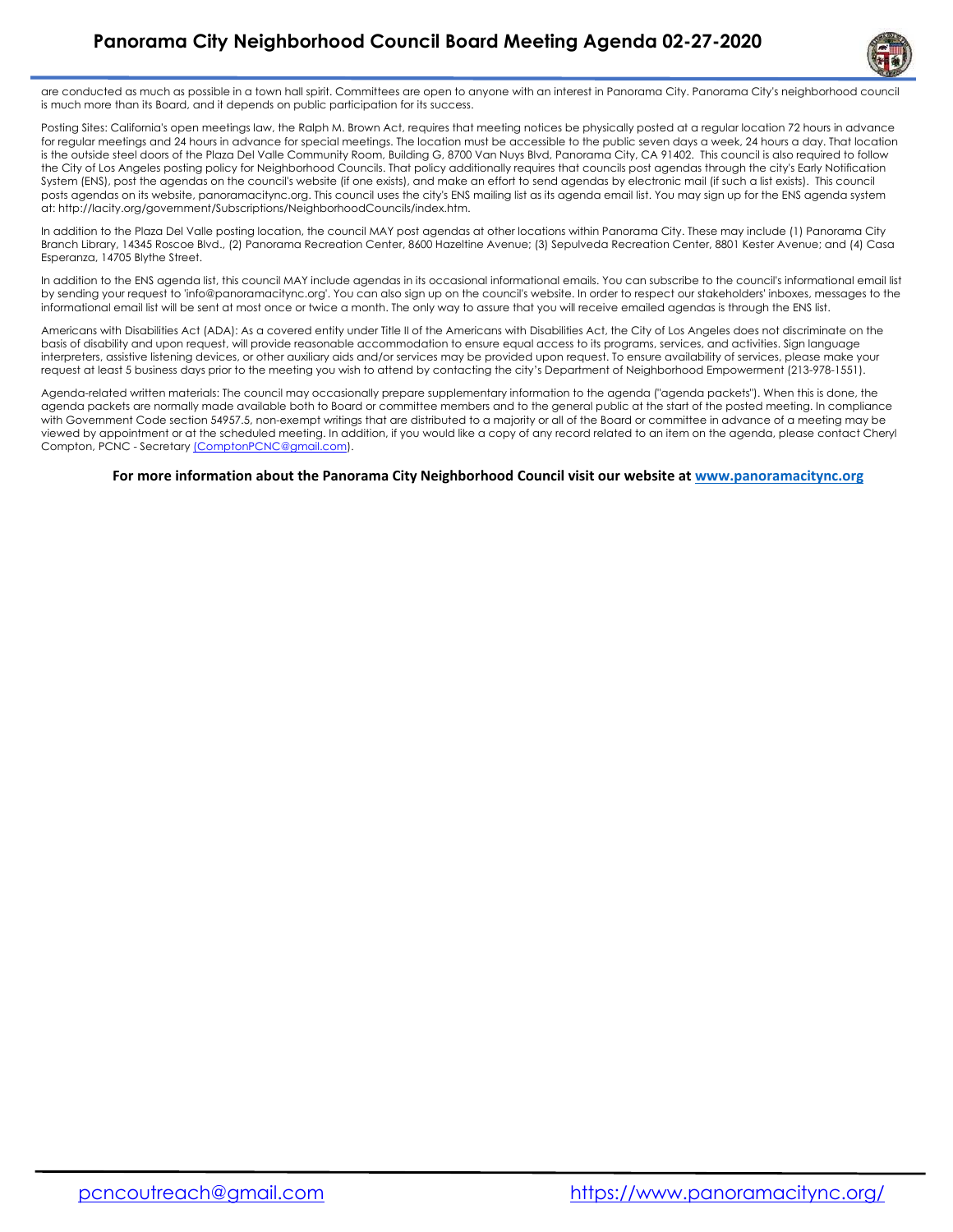are conducted as much as possible in a town hall spirit. Committees are open to anyone with an interest in Panorama City. Panorama City's neighborhood council is much more than its Board, and it depends on public participation for its success.

Posting Sites: California's open meetings law, the Ralph M. Brown Act, requires that meeting notices be physically posted at a regular location 72 hours in advance for regular meetings and 24 hours in advance for special meetings. The location must be accessible to the public seven days a week, 24 hours a day. That location is the outside steel doors of the Plaza Del Valle Community Room, Building G, 8700 Van Nuys Blvd, Panorama City, CA 91402. This council is also required to follow the City of Los Angeles posting policy for Neighborhood Councils. That policy additionally requires that councils post agendas through the city's Early Notification System (ENS), post the agendas on the council's website (if one exists), and make an effort to send agendas by electronic mail (if such a list exists). This council posts agendas on its website, panoramacitync.org. This council uses the city's ENS mailing list as its agenda email list. You may sign up for the ENS agenda system at: http://lacity.org/government/Subscriptions/NeighborhoodCouncils/index.htm.

In addition to the Plaza Del Valle posting location, the council MAY post agendas at other locations within Panorama City. These may include (1) Panorama City Branch Library, 14345 Roscoe Blvd., (2) Panorama Recreation Center, 8600 Hazeltine Avenue; (3) Sepulveda Recreation Center, 8801 Kester Avenue; and (4) Casa Esperanza, 14705 Blythe Street.

In addition to the ENS agenda list, this council MAY include agendas in its occasional informational emails. You can subscribe to the council's informational email list by sending your request to 'info@panoramacitync.org'. You can also sign up on the council's website. In order to respect our stakeholders' inboxes, messages to the informational email list will be sent at most once or twice a month. The only way to assure that you will receive emailed agendas is through the ENS list.

Americans with Disabilities Act (ADA): As a covered entity under Title II of the Americans with Disabilities Act, the City of Los Angeles does not discriminate on the basis of disability and upon request, will provide reasonable accommodation to ensure equal access to its programs, services, and activities. Sign language interpreters, assistive listening devices, or other auxiliary aids and/or services may be provided upon request. To ensure availability of services, please make your request at least 5 business days prior to the meeting you wish to attend by contacting the city's Department of Neighborhood Empowerment (213-978-1551).

Agenda-related written materials: The council may occasionally prepare supplementary information to the agenda ("agenda packets"). When this is done, the agenda packets are normally made available both to Board or committee members and to the general public at the start of the posted meeting. In compliance with Government Code section 54957.5, non-exempt writings that are distributed to a majority or all of the Board or committee in advance of a meeting may be viewed by appointment or at the scheduled meeting. In addition, if you would like a copy of any record related to an item on the agenda, please contact Cheryl Compton, PCNC - Secretary (ComptonPCNC@gmail.com).

**For more information about the Panorama City Neighborhood Council visit our website at www.panoramacitync.org**